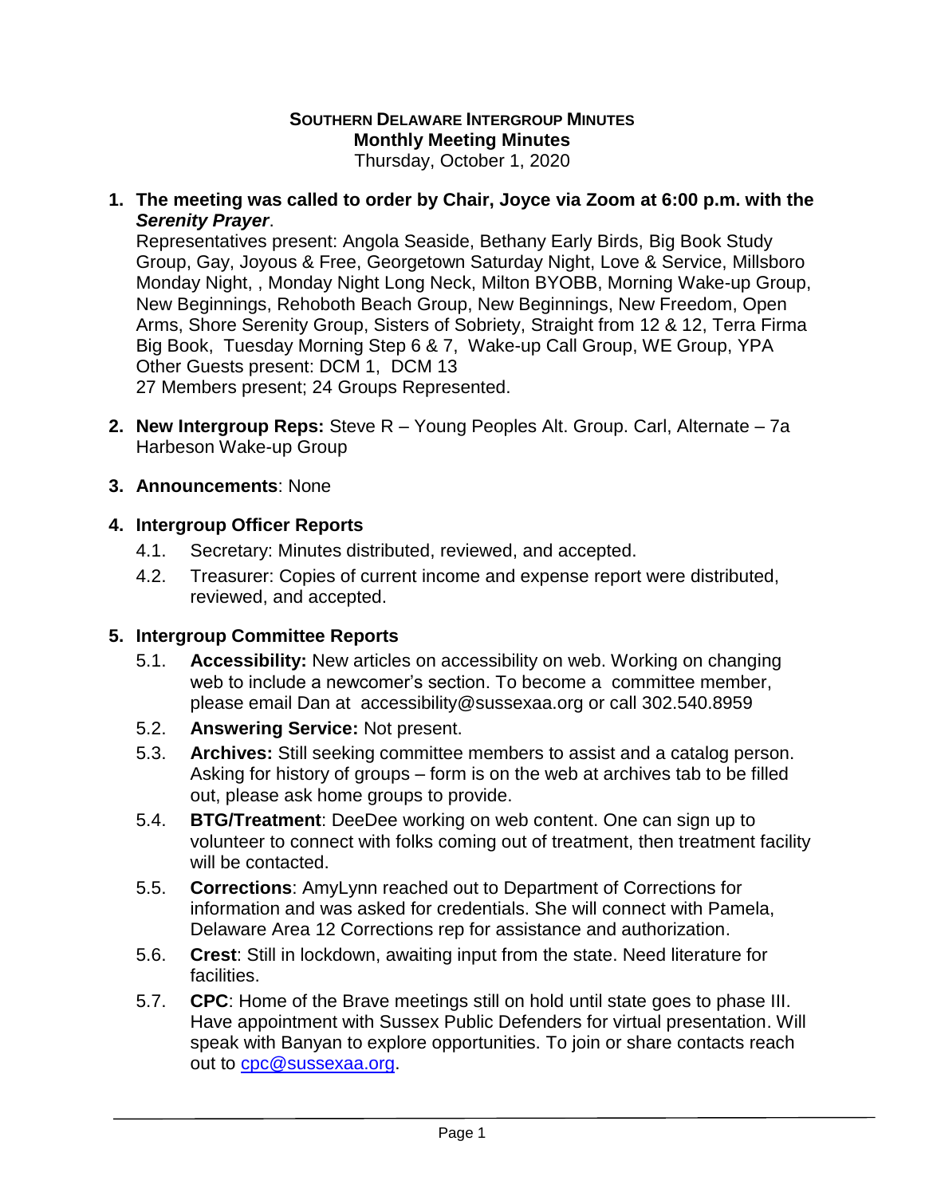**SOUTHERN DELAWARE INTERGROUP MINUTES**
**Monthly Meeting Minutes**
Thursday, October 1, 2020

1. **The meeting was called to order by Chair, Joyce via Zoom at 6:00 p.m. with the *Serenity Prayer*.**
   Representatives present: Angola Seaside, Bethany Early Birds, Big Book Study Group, Gay, Joyous & Free, Georgetown Saturday Night, Love & Service, Millsboro Monday Night, , Monday Night Long Neck, Milton BYOBB, Morning Wake-up Group, New Beginnings, Rehoboth Beach Group, New Beginnings, New Freedom, Open Arms, Shore Serenity Group, Sisters of Sobriety, Straight from 12 & 12, Terra Firma Big Book, Tuesday Morning Step 6 & 7, Wake-up Call Group, WE Group, YPA
   Other Guests present: DCM 1, DCM 13
   27 Members present; 24 Groups Represented.

2. **New Intergroup Reps:** Steve R – Young Peoples Alt. Group. Carl, Alternate – 7a Harbeson Wake-up Group

3. **Announcements**: None

4. **Intergroup Officer Reports**
   4.1. Secretary: Minutes distributed, reviewed, and accepted.
   4.2. Treasurer: Copies of current income and expense report were distributed, reviewed, and accepted.

5. **Intergroup Committee Reports**
   5.1. **Accessibility:** New articles on accessibility on web. Working on changing web to include a newcomer's section. To become a committee member, please email Dan at accessibility@sussexaa.org or call 302.540.8959
   5.2. **Answering Service:** Not present.
   5.3. **Archives:** Still seeking committee members to assist and a catalog person. Asking for history of groups – form is on the web at archives tab to be filled out, please ask home groups to provide.
   5.4. **BTG/Treatment**: DeeDee working on web content. One can sign up to volunteer to connect with folks coming out of treatment, then treatment facility will be contacted.
   5.5. **Corrections**: AmyLynn reached out to Department of Corrections for information and was asked for credentials. She will connect with Pamela, Delaware Area 12 Corrections rep for assistance and authorization.
   5.6. **Crest**: Still in lockdown, awaiting input from the state. Need literature for facilities.
   5.7. **CPC**: Home of the Brave meetings still on hold until state goes to phase III. Have appointment with Sussex Public Defenders for virtual presentation. Will speak with Banyan to explore opportunities. To join or share contacts reach out to cpc@sussexaa.org.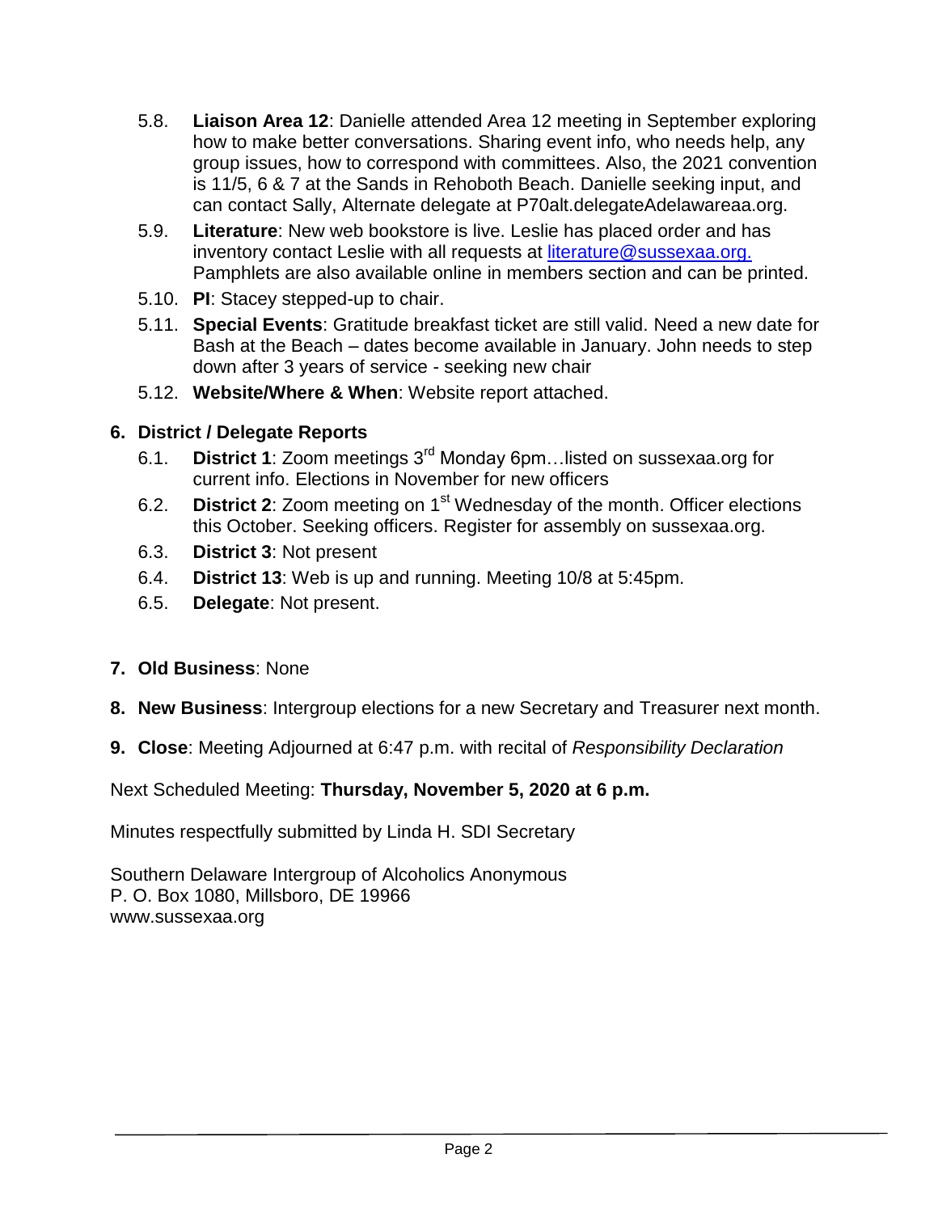5.8. **Liaison Area 12**: Danielle attended Area 12 meeting in September exploring how to make better conversations. Sharing event info, who needs help, any group issues, how to correspond with committees. Also, the 2021 convention is 11/5, 6 & 7 at the Sands in Rehoboth Beach. Danielle seeking input, and can contact Sally, Alternate delegate at P70alt.delegateAdelawareaa.org.

5.9. **Literature**: New web bookstore is live. Leslie has placed order and has inventory contact Leslie with all requests at literature@sussexaa.org. Pamphlets are also available online in members section and can be printed.

5.10. **PI**: Stacey stepped-up to chair.

5.11. **Special Events**: Gratitude breakfast ticket are still valid. Need a new date for Bash at the Beach – dates become available in January. John needs to step down after 3 years of service - seeking new chair

5.12. **Website/Where & When**: Website report attached.

**6. District / Delegate Reports**

6.1. **District 1**: Zoom meetings 3rd Monday 6pm…listed on sussexaa.org for current info. Elections in November for new officers

6.2. **District 2**: Zoom meeting on 1st Wednesday of the month. Officer elections this October. Seeking officers. Register for assembly on sussexaa.org.

6.3. **District 3**: Not present

6.4. **District 13**: Web is up and running. Meeting 10/8 at 5:45pm.

6.5. **Delegate**: Not present.

**7. Old Business**: None

**8. New Business**: Intergroup elections for a new Secretary and Treasurer next month.

**9. Close**: Meeting Adjourned at 6:47 p.m. with recital of *Responsibility Declaration*

Next Scheduled Meeting: **Thursday, November 5, 2020 at 6 p.m.**

Minutes respectfully submitted by Linda H. SDI Secretary

Southern Delaware Intergroup of Alcoholics Anonymous
P. O. Box 1080, Millsboro, DE 19966
www.sussexaa.org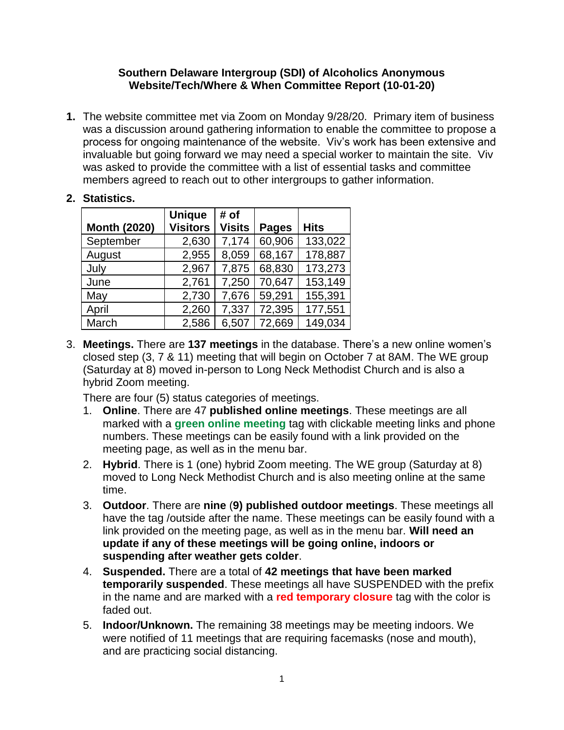**Southern Delaware Intergroup (SDI) of Alcoholics Anonymous**
**Website/Tech/Where & When Committee Report (10-01-20)**

1. The website committee met via Zoom on Monday 9/28/20. Primary item of business was a discussion around gathering information to enable the committee to propose a process for ongoing maintenance of the website. Viv's work has been extensive and invaluable but going forward we may need a special worker to maintain the site. Viv was asked to provide the committee with a list of essential tasks and committee members agreed to reach out to other intergroups to gather information.

2. **Statistics.**

| Month (2020) | Unique Visitors | # of Visits | Pages | Hits |
|---|---|---|---|---|
| September | 2,630 | 7,174 | 60,906 | 133,022 |
| August | 2,955 | 8,059 | 68,167 | 178,887 |
| July | 2,967 | 7,875 | 68,830 | 173,273 |
| June | 2,761 | 7,250 | 70,647 | 153,149 |
| May | 2,730 | 7,676 | 59,291 | 155,391 |
| April | 2,260 | 7,337 | 72,395 | 177,551 |
| March | 2,586 | 6,507 | 72,669 | 149,034 |

3. **Meetings.** There are **137 meetings** in the database. There's a new online women's closed step (3, 7 & 11) meeting that will begin on October 7 at 8AM. The WE group (Saturday at 8) moved in-person to Long Neck Methodist Church and is also a hybrid Zoom meeting.

   There are four (5) status categories of meetings.

   1. **Online**. There are 47 **published online meetings**. These meetings are all marked with a **green online meeting** tag with clickable meeting links and phone numbers. These meetings can be easily found with a link provided on the meeting page, as well as in the menu bar.
   2. **Hybrid**. There is 1 (one) hybrid Zoom meeting. The WE group (Saturday at 8) moved to Long Neck Methodist Church and is also meeting online at the same time.
   3. **Outdoor**. There are **nine** (**9) published outdoor meetings**. These meetings all have the tag /outside after the name. These meetings can be easily found with a link provided on the meeting page, as well as in the menu bar. **Will need an update if any of these meetings will be going online, indoors or suspending after weather gets colder**.
   4. **Suspended.** There are a total of **42 meetings that have been marked temporarily suspended**. These meetings all have SUSPENDED with the prefix in the name and are marked with a **red temporary closure** tag with the color is faded out.
   5. **Indoor/Unknown.** The remaining 38 meetings may be meeting indoors. We were notified of 11 meetings that are requiring facemasks (nose and mouth), and are practicing social distancing.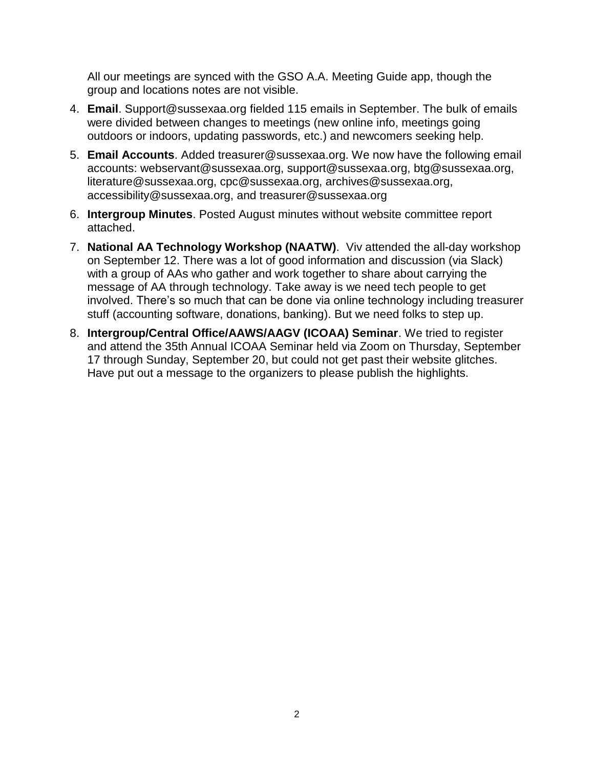All our meetings are synced with the GSO A.A. Meeting Guide app, though the group and locations notes are not visible.

4. **Email**. Support@sussexaa.org fielded 115 emails in September. The bulk of emails were divided between changes to meetings (new online info, meetings going outdoors or indoors, updating passwords, etc.) and newcomers seeking help.
5. **Email Accounts**. Added treasurer@sussexaa.org. We now have the following email accounts: webservant@sussexaa.org, support@sussexaa.org, btg@sussexaa.org, literature@sussexaa.org, cpc@sussexaa.org, archives@sussexaa.org, accessibility@sussexaa.org, and treasurer@sussexaa.org
6. **Intergroup Minutes**. Posted August minutes without website committee report attached.
7. **National AA Technology Workshop (NAATW)**. Viv attended the all-day workshop on September 12. There was a lot of good information and discussion (via Slack) with a group of AAs who gather and work together to share about carrying the message of AA through technology. Take away is we need tech people to get involved. There's so much that can be done via online technology including treasurer stuff (accounting software, donations, banking). But we need folks to step up.
8. **Intergroup/Central Office/AAWS/AAGV (ICOAA) Seminar**. We tried to register and attend the 35th Annual ICOAA Seminar held via Zoom on Thursday, September 17 through Sunday, September 20, but could not get past their website glitches. Have put out a message to the organizers to please publish the highlights.